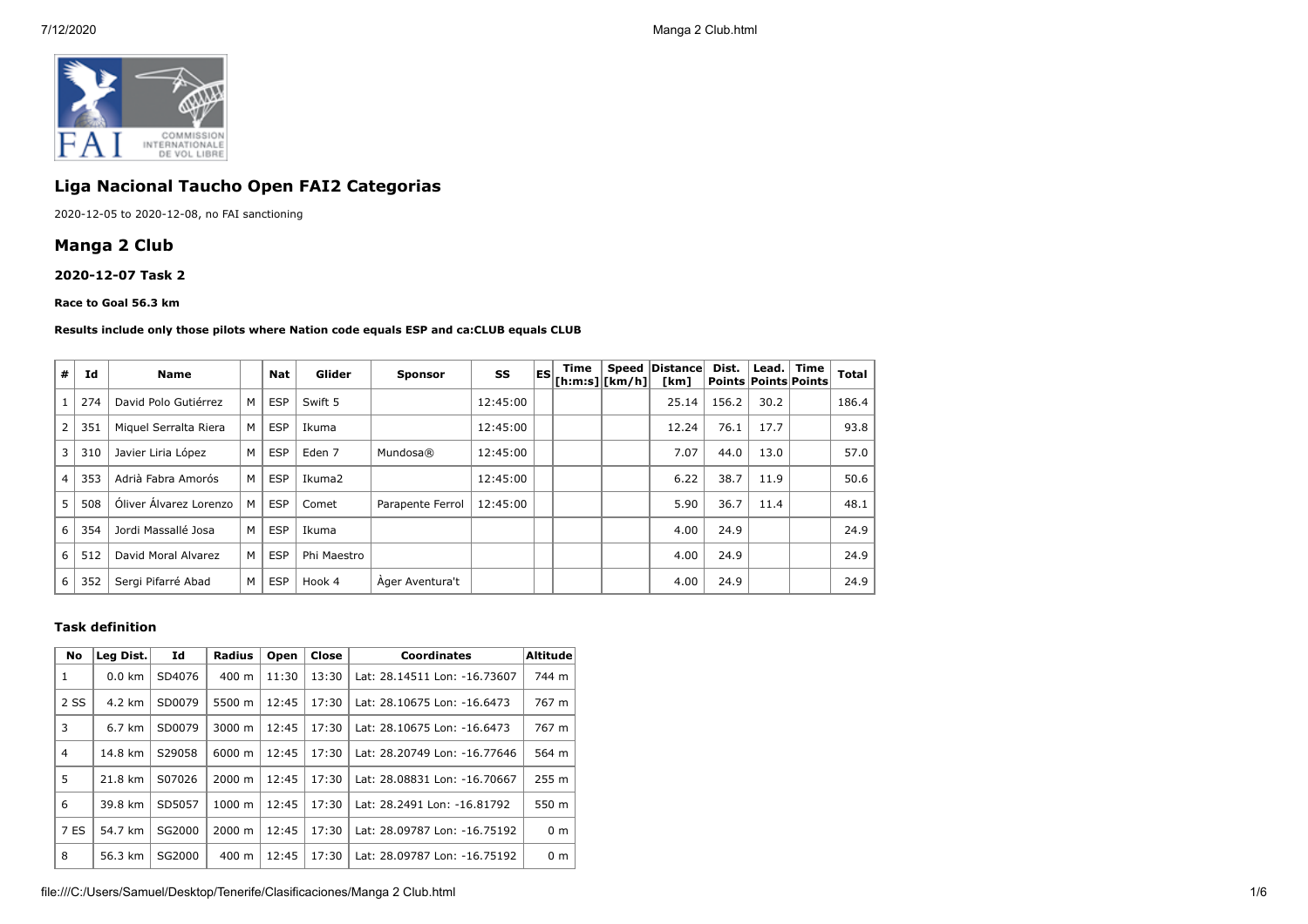## Liga Nacional Taucho Open FAI2 Categorias

2020-12-05 to 2020-12-08, no FAI sanctioning

## Manga 2 Club

#### 2020-12-07 Task 2

##### Race to Goal 56.3 km

##### Results include only those pilots where Nation code equals ESP and ca:CLUB equals CLUB

| # | Id | Name | | Nat | Glider | Sponsor | SS | ES | Time [h:m:s] | Speed [km/h] | Distance [km] | Dist. Points | Lead. Points | Time Points | Total |
|---|---|---|---|---|---|---|---|---|---|---|---|---|---|---|---|
| 1 | 274 | David Polo Gutiérrez | M | ESP | Swift 5 | | 12:45:00 | | | | 25.14 | 156.2 | 30.2 | | 186.4 |
| 2 | 351 | Miquel Serralta Riera | M | ESP | Ikuma | | 12:45:00 | | | | 12.24 | 76.1 | 17.7 | | 93.8 |
| 3 | 310 | Javier Liria López | M | ESP | Eden 7 | Mundosa® | 12:45:00 | | | | 7.07 | 44.0 | 13.0 | | 57.0 |
| 4 | 353 | Adrià Fabra Amorós | M | ESP | Ikuma2 | | 12:45:00 | | | | 6.22 | 38.7 | 11.9 | | 50.6 |
| 5 | 508 | Óliver Álvarez Lorenzo | M | ESP | Comet | Parapente Ferrol | 12:45:00 | | | | 5.90 | 36.7 | 11.4 | | 48.1 |
| 6 | 354 | Jordi Massallé Josa | M | ESP | Ikuma | | | | | | 4.00 | 24.9 | | | 24.9 |
| 6 | 512 | David Moral Alvarez | M | ESP | Phi Maestro | | | | | | 4.00 | 24.9 | | | 24.9 |
| 6 | 352 | Sergi Pifarré Abad | M | ESP | Hook 4 | Àger Aventura't | | | | | 4.00 | 24.9 | | | 24.9 |

#### Task definition

| No | Leg Dist. | Id | Radius | Open | Close | Coordinates | Altitude |
|---|---|---|---|---|---|---|---|
| 1 | 0.0 km | SD4076 | 400 m | 11:30 | 13:30 | Lat: 28.14511 Lon: -16.73607 | 744 m |
| 2 SS | 4.2 km | SD0079 | 5500 m | 12:45 | 17:30 | Lat: 28.10675 Lon: -16.6473 | 767 m |
| 3 | 6.7 km | SD0079 | 3000 m | 12:45 | 17:30 | Lat: 28.10675 Lon: -16.6473 | 767 m |
| 4 | 14.8 km | S29058 | 6000 m | 12:45 | 17:30 | Lat: 28.20749 Lon: -16.77646 | 564 m |
| 5 | 21.8 km | S07026 | 2000 m | 12:45 | 17:30 | Lat: 28.08831 Lon: -16.70667 | 255 m |
| 6 | 39.8 km | SD5057 | 1000 m | 12:45 | 17:30 | Lat: 28.2491 Lon: -16.81792 | 550 m |
| 7 ES | 54.7 km | SG2000 | 2000 m | 12:45 | 17:30 | Lat: 28.09787 Lon: -16.75192 | 0 m |
| 8 | 56.3 km | SG2000 | 400 m | 12:45 | 17:30 | Lat: 28.09787 Lon: -16.75192 | 0 m |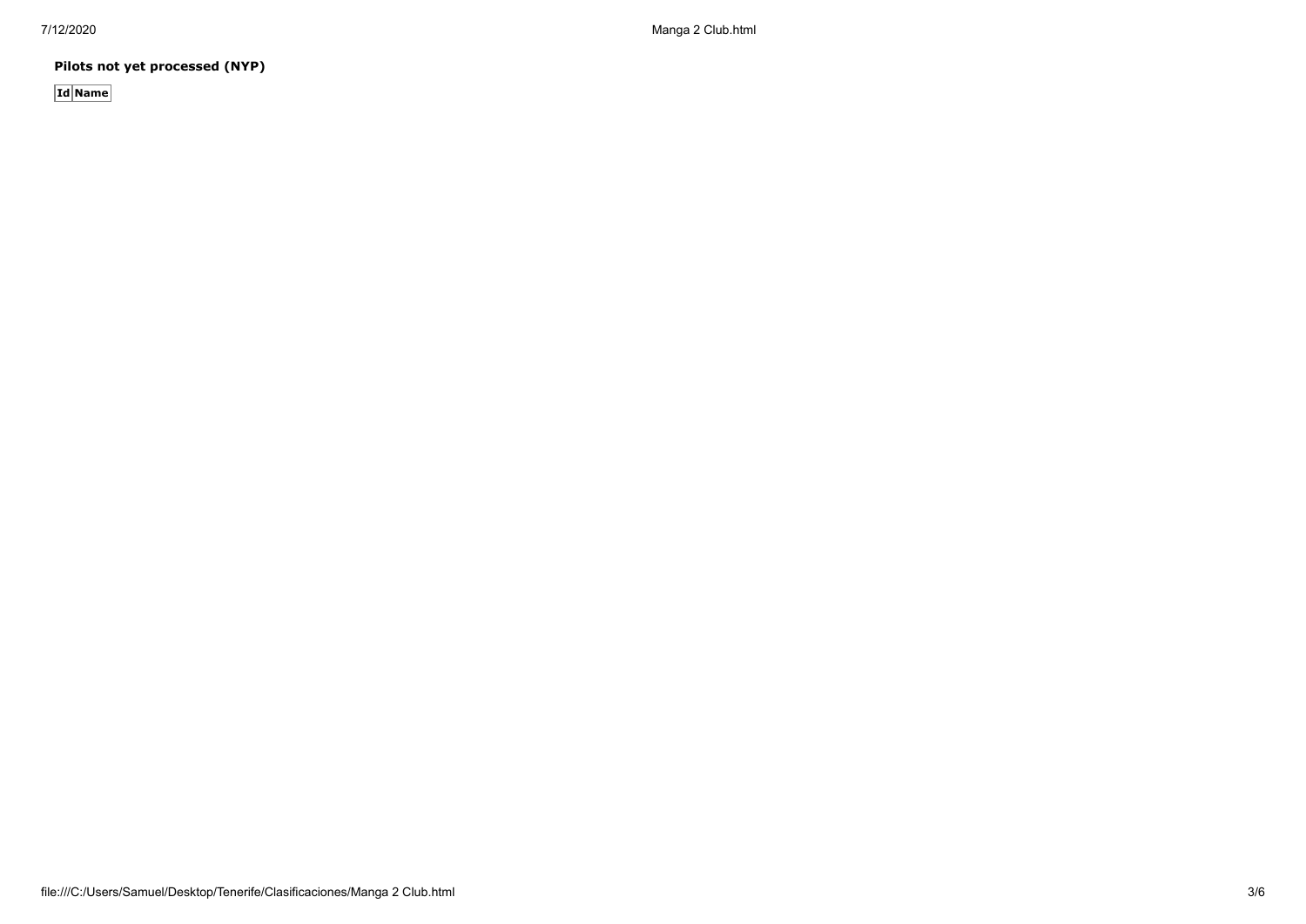**Pilots not yet processed (NYP)**

| Id | Name |
| --- | --- |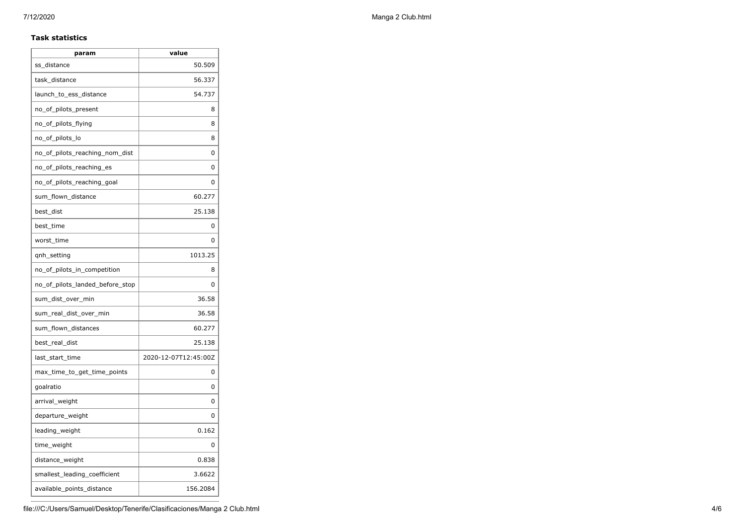**Task statistics**

| param | value |
| --- | --- |
| ss_distance | 50.509 |
| task_distance | 56.337 |
| launch_to_ess_distance | 54.737 |
| no_of_pilots_present | 8 |
| no_of_pilots_flying | 8 |
| no_of_pilots_lo | 8 |
| no_of_pilots_reaching_nom_dist | 0 |
| no_of_pilots_reaching_es | 0 |
| no_of_pilots_reaching_goal | 0 |
| sum_flown_distance | 60.277 |
| best_dist | 25.138 |
| best_time | 0 |
| worst_time | 0 |
| qnh_setting | 1013.25 |
| no_of_pilots_in_competition | 8 |
| no_of_pilots_landed_before_stop | 0 |
| sum_dist_over_min | 36.58 |
| sum_real_dist_over_min | 36.58 |
| sum_flown_distances | 60.277 |
| best_real_dist | 25.138 |
| last_start_time | 2020-12-07T12:45:00Z |
| max_time_to_get_time_points | 0 |
| goalratio | 0 |
| arrival_weight | 0 |
| departure_weight | 0 |
| leading_weight | 0.162 |
| time_weight | 0 |
| distance_weight | 0.838 |
| smallest_leading_coefficient | 3.6622 |
| available_points_distance | 156.2084 |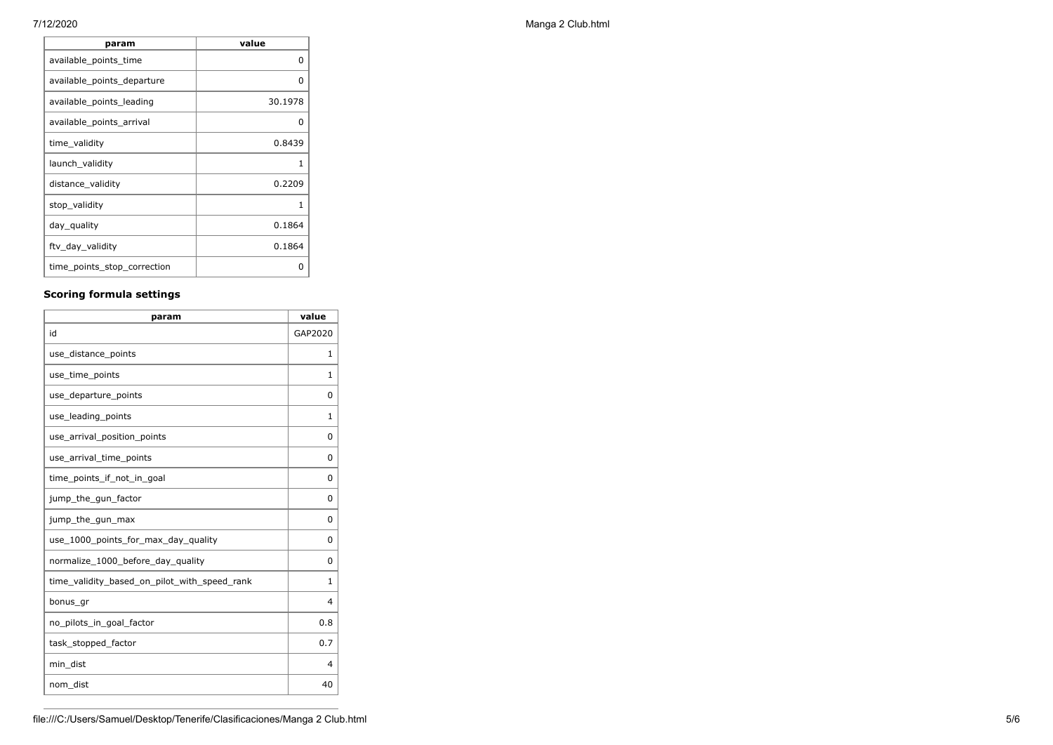| param | value |
| --- | --- |
| available_points_time | 0 |
| available_points_departure | 0 |
| available_points_leading | 30.1978 |
| available_points_arrival | 0 |
| time_validity | 0.8439 |
| launch_validity | 1 |
| distance_validity | 0.2209 |
| stop_validity | 1 |
| day_quality | 0.1864 |
| ftv_day_validity | 0.1864 |
| time_points_stop_correction | 0 |

### Scoring formula settings

| param | value |
| --- | --- |
| id | GAP2020 |
| use_distance_points | 1 |
| use_time_points | 1 |
| use_departure_points | 0 |
| use_leading_points | 1 |
| use_arrival_position_points | 0 |
| use_arrival_time_points | 0 |
| time_points_if_not_in_goal | 0 |
| jump_the_gun_factor | 0 |
| jump_the_gun_max | 0 |
| use_1000_points_for_max_day_quality | 0 |
| normalize_1000_before_day_quality | 0 |
| time_validity_based_on_pilot_with_speed_rank | 1 |
| bonus_gr | 4 |
| no_pilots_in_goal_factor | 0.8 |
| task_stopped_factor | 0.7 |
| min_dist | 4 |
| nom_dist | 40 |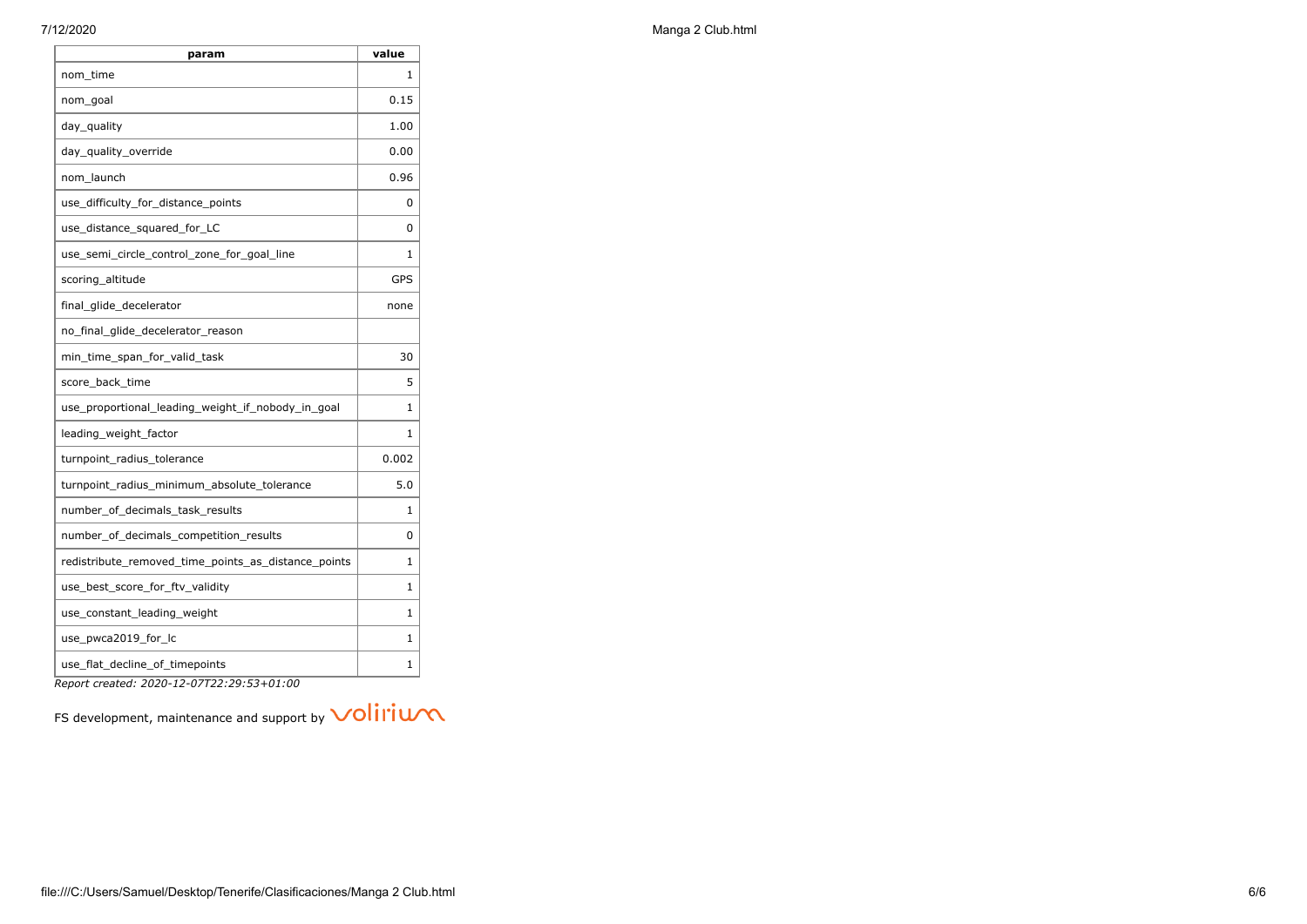| param | value |
| --- | --- |
| nom_time | 1 |
| nom_goal | 0.15 |
| day_quality | 1.00 |
| day_quality_override | 0.00 |
| nom_launch | 0.96 |
| use_difficulty_for_distance_points | 0 |
| use_distance_squared_for_LC | 0 |
| use_semi_circle_control_zone_for_goal_line | 1 |
| scoring_altitude | GPS |
| final_glide_decelerator | none |
| no_final_glide_decelerator_reason | |
| min_time_span_for_valid_task | 30 |
| score_back_time | 5 |
| use_proportional_leading_weight_if_nobody_in_goal | 1 |
| leading_weight_factor | 1 |
| turnpoint_radius_tolerance | 0.002 |
| turnpoint_radius_minimum_absolute_tolerance | 5.0 |
| number_of_decimals_task_results | 1 |
| number_of_decimals_competition_results | 0 |
| redistribute_removed_time_points_as_distance_points | 1 |
| use_best_score_for_ftv_validity | 1 |
| use_constant_leading_weight | 1 |
| use_pwca2019_for_lc | 1 |
| use_flat_decline_of_timepoints | 1 |

*Report created: 2020-12-07T22:29:53+01:00*

FS development, maintenance and support by volirium